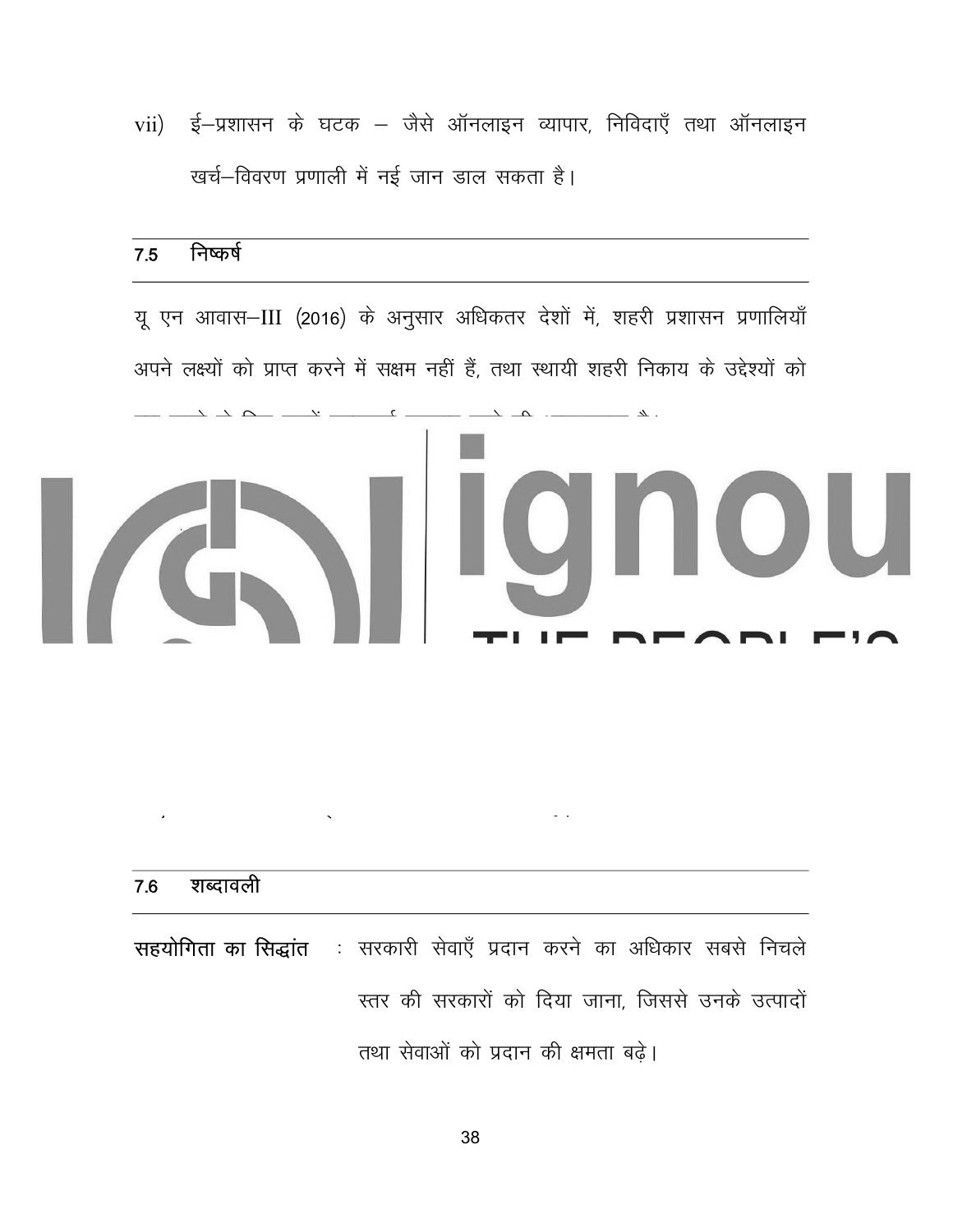vii) ई–प्रशासन के घटक – जैसे ऑनलाइन व्यापार, निविदाएँ तथा ऑनलाइन खर्च–विवरण प्रणाली में नई जान डाल सकता है।

## 7.5 निष्कर्ष

यू एन आवास–III (2016) के अनुसार अधिकतर देशों में, शहरी प्रशासन प्रणालियाँ अपने लक्ष्यों को प्राप्त करने में सक्षम नहीं हैं, तथा स्थायी शहरी निकाय के उद्देश्यों को

## 7.6 शब्दावली

**सहयोगिता का सिद्धांत** : सरकारी सेवाएँ प्रदान करने का अधिकार सबसे निचले स्तर की सरकारों को दिया जाना, जिससे उनके उत्पादों तथा सेवाओं को प्रदान की क्षमता बढ़े।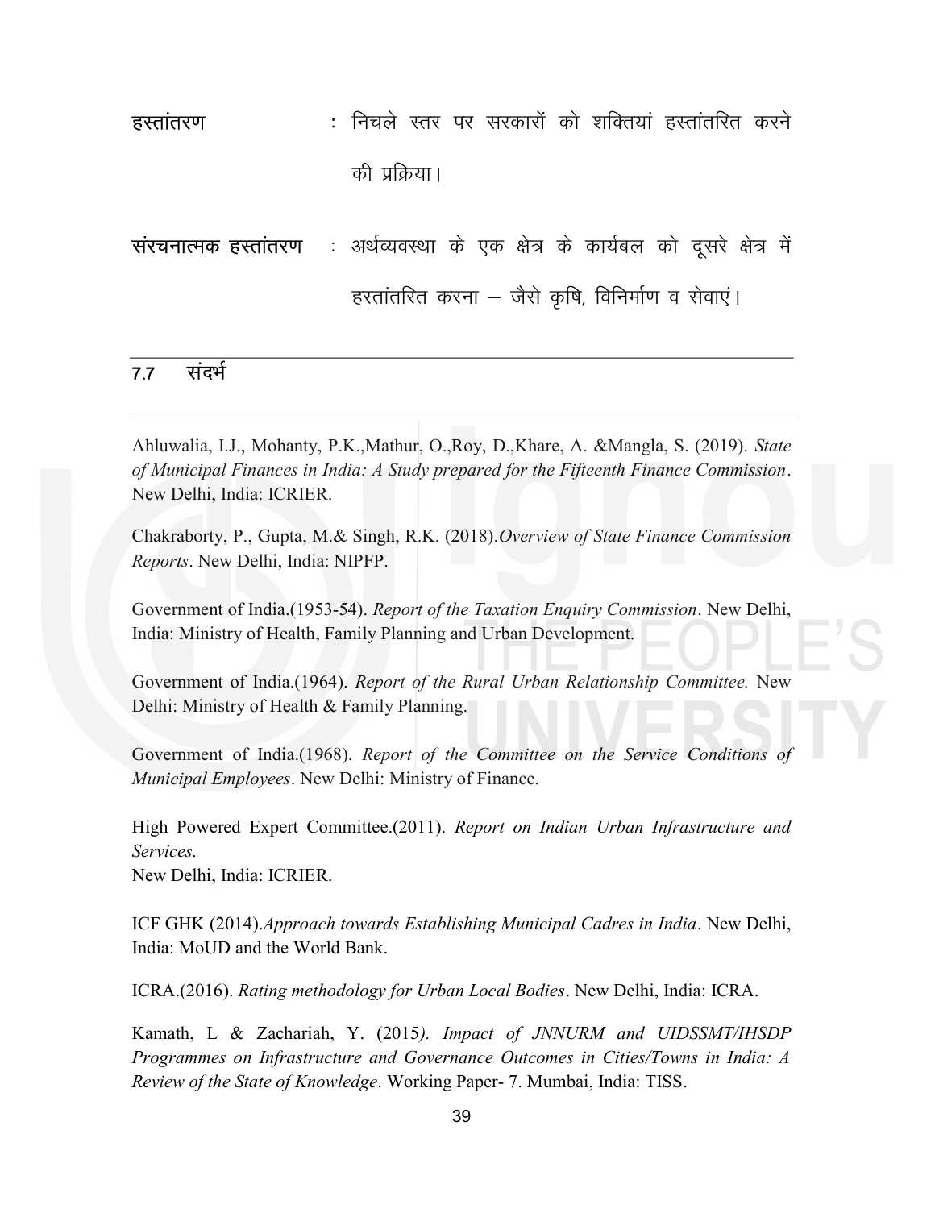**हस्तांतरण** : निचले स्तर पर सरकारों को शक्तियां हस्तांतरित करने की प्रक्रिया।

**संरचनात्मक हस्तांतरण** : अर्थव्यवस्था के एक क्षेत्र के कार्यबल को दूसरे क्षेत्र में हस्तांतरित करना – जैसे कृषि, विनिर्माण व सेवाएं।

## 7.7 संदर्भ

Ahluwalia, I.J., Mohanty, P.K.,Mathur, O.,Roy, D.,Khare, A. &Mangla, S. (2019). *State of Municipal Finances in India: A Study prepared for the Fifteenth Finance Commission*. New Delhi, India: ICRIER.

Chakraborty, P., Gupta, M.& Singh, R.K. (2018).*Overview of State Finance Commission Reports*. New Delhi, India: NIPFP.

Government of India.(1953-54). *Report of the Taxation Enquiry Commission*. New Delhi, India: Ministry of Health, Family Planning and Urban Development.

Government of India.(1964). *Report of the Rural Urban Relationship Committee.* New Delhi: Ministry of Health & Family Planning.

Government of India.(1968). *Report of the Committee on the Service Conditions of Municipal Employees*. New Delhi: Ministry of Finance.

High Powered Expert Committee.(2011). *Report on Indian Urban Infrastructure and Services.*
New Delhi, India: ICRIER.

ICF GHK (2014).*Approach towards Establishing Municipal Cadres in India*. New Delhi, India: MoUD and the World Bank.

ICRA.(2016). *Rating methodology for Urban Local Bodies*. New Delhi, India: ICRA.

Kamath, L & Zachariah, Y. (2015*). Impact of JNNURM and UIDSSMT/IHSDP Programmes on Infrastructure and Governance Outcomes in Cities/Towns in India: A Review of the State of Knowledge*. Working Paper- 7. Mumbai, India: TISS.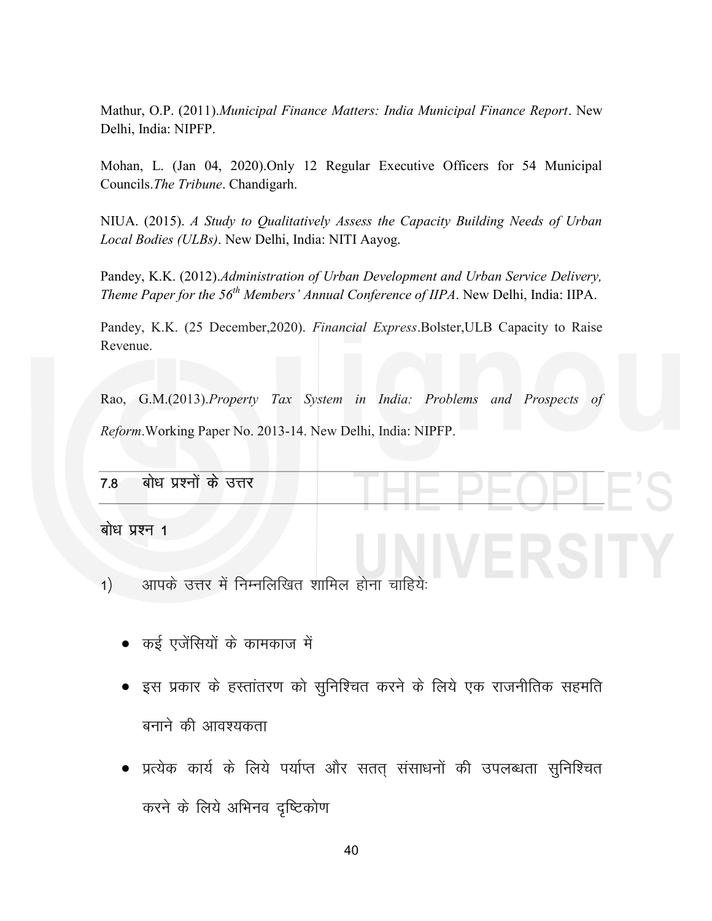Mathur, O.P. (2011).*Municipal Finance Matters: India Municipal Finance Report*. New Delhi, India: NIPFP.

Mohan, L. (Jan 04, 2020).Only 12 Regular Executive Officers for 54 Municipal Councils.*The Tribune*. Chandigarh.

NIUA. (2015). *A Study to Qualitatively Assess the Capacity Building Needs of Urban Local Bodies (ULBs)*. New Delhi, India: NITI Aayog.

Pandey, K.K. (2012).*Administration of Urban Development and Urban Service Delivery, Theme Paper for the 56th Members' Annual Conference of IIPA*. New Delhi, India: IIPA.

Pandey, K.K. (25 December,2020). *Financial Express*.Bolster,ULB Capacity to Raise Revenue.

Rao, G.M.(2013).*Property Tax System in India: Problems and Prospects of Reform*.Working Paper No. 2013-14. New Delhi, India: NIPFP.

## 7.8 बोध प्रश्नों के उत्तर

### बोध प्रश्न 1

1) आपके उत्तर में निम्नलिखित शामिल होना चाहियेः

- कई एजेंसियों के कामकाज में
- इस प्रकार के हस्तांतरण को सुनिश्चित करने के लिये एक राजनीतिक सहमति बनाने की आवश्यकता
- प्रत्येक कार्य के लिये पर्याप्त और सतत् संसाधनों की उपलब्धता सुनिश्चित करने के लिये अभिनव दृष्टिकोण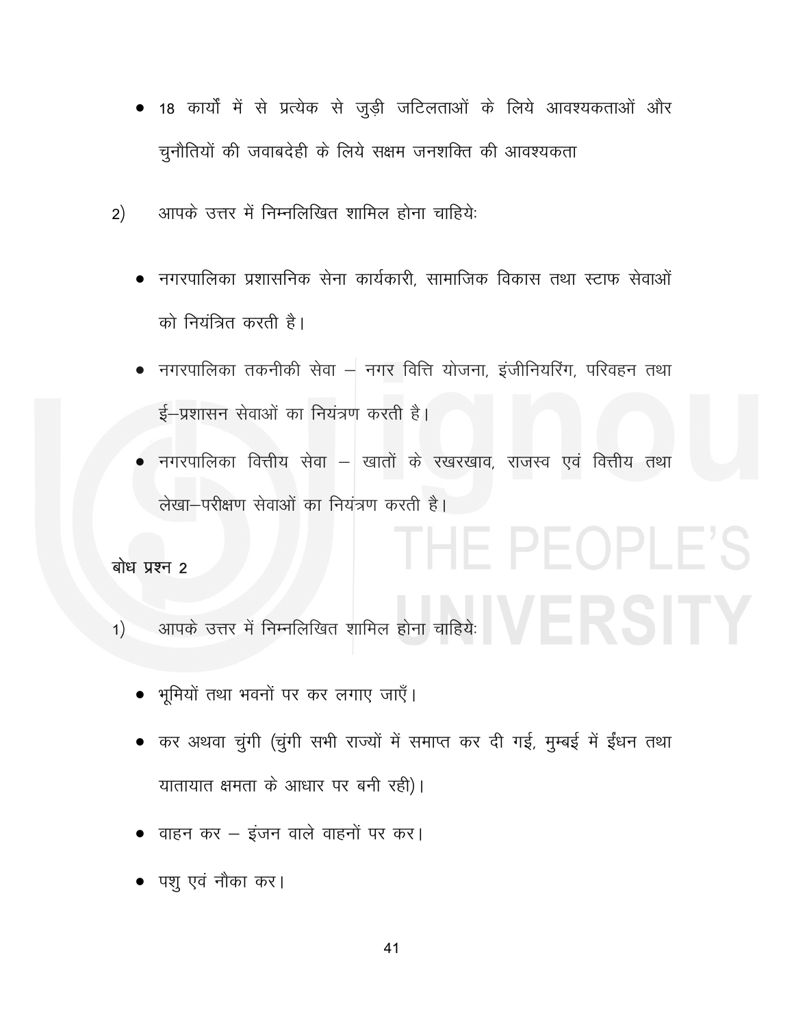- 18 कार्यों में से प्रत्येक से जुड़ी जटिलताओं के लिये आवश्यकताओं और चुनौतियों की जवाबदेही के लिये सक्षम जनशक्ति की आवश्यकता

2) आपके उत्तर में निम्नलिखित शामिल होना चाहियेः

- नगरपालिका प्रशासनिक सेना कार्यकारी, सामाजिक विकास तथा स्टाफ सेवाओं को नियंत्रित करती है।
- नगरपालिका तकनीकी सेवा – नगर वित्ति योजना, इंजीनियरिंग, परिवहन तथा ई–प्रशासन सेवाओं का नियंत्रण करती है।
- नगरपालिका वित्तीय सेवा – खातों के रखरखाव, राजस्व एवं वित्तीय तथा लेखा–परीक्षण सेवाओं का नियंत्रण करती है।

**बोध प्रश्न 2**

1) आपके उत्तर में निम्नलिखित शामिल होना चाहियेः

- भूमियों तथा भवनों पर कर लगाए जाएँ।
- कर अथवा चुंगी (चुंगी सभी राज्यों में समाप्त कर दी गई, मुम्बई में ईंधन तथा यातायात क्षमता के आधार पर बनी रही)।
- वाहन कर – इंजन वाले वाहनों पर कर।
- पशु एवं नौका कर।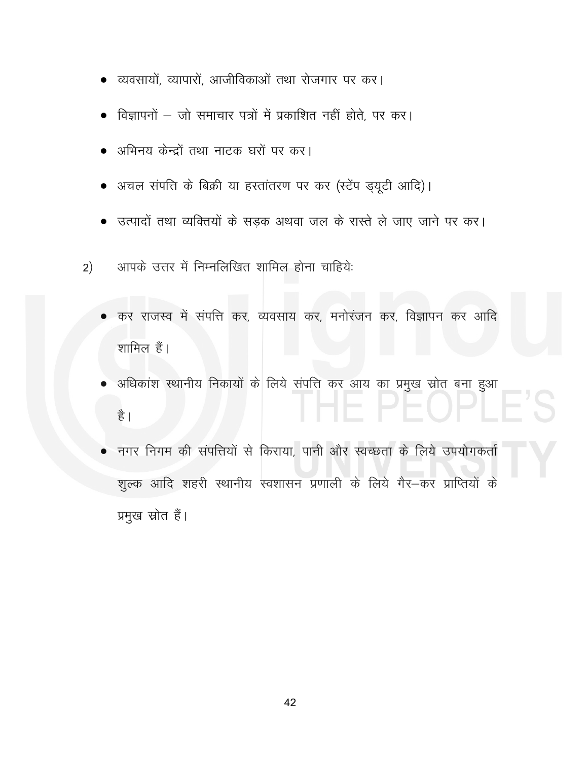- व्यवसायों, व्यापारों, आजीविकाओं तथा रोजगार पर कर।
- विज्ञापनों – जो समाचार पत्रों में प्रकाशित नहीं होते, पर कर।
- अभिनय केन्द्रों तथा नाटक घरों पर कर।
- अचल संपत्ति के बिक्री या हस्तांतरण पर कर (स्टेंप ड्यूटी आदि)।
- उत्पादों तथा व्यक्तियों के सड़क अथवा जल के रास्ते ले जाए जाने पर कर।

2) आपके उत्तर में निम्नलिखित शामिल होना चाहियेः

- कर राजस्व में संपत्ति कर, व्यवसाय कर, मनोरंजन कर, विज्ञापन कर आदि शामिल हैं।
- अधिकांश स्थानीय निकायों के लिये संपत्ति कर आय का प्रमुख स्रोत बना हुआ है।
- नगर निगम की संपत्तियों से किराया, पानी और स्वच्छता के लिये उपयोगकर्ता शुल्क आदि शहरी स्थानीय स्वशासन प्रणाली के लिये गैर–कर प्राप्तियों के प्रमुख स्रोत हैं।